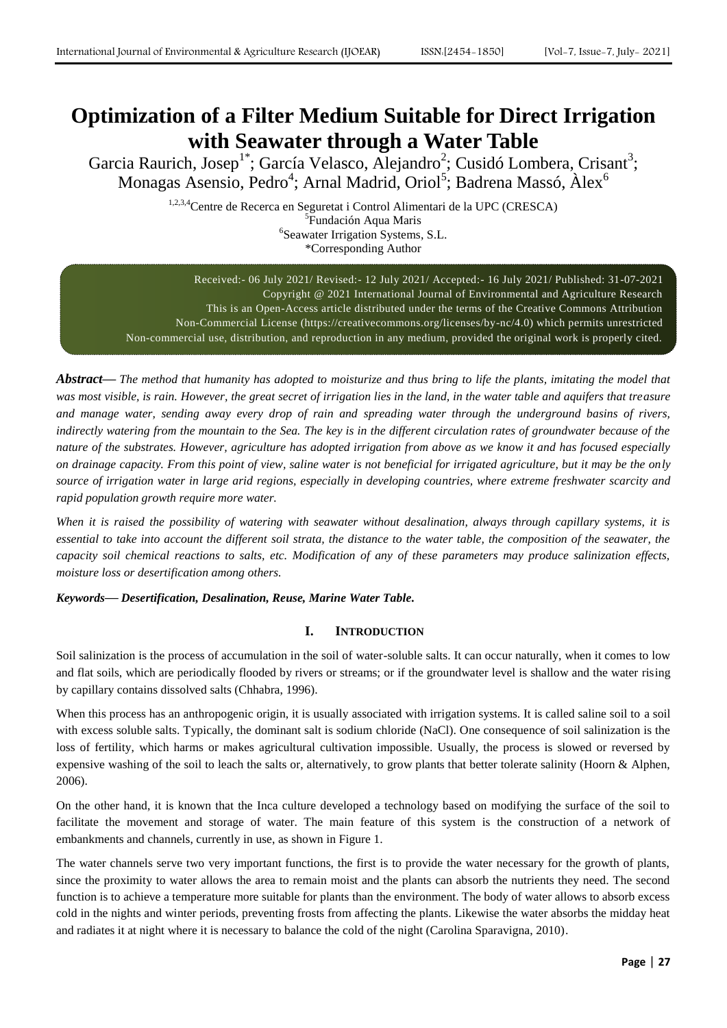# Optimization of a Filter Medium Suitable for Direct Irrigation with Seawater through a Water Table

Garcia Raurich, Josep[1*]; García Velasco, Alejandro[2]; Cusidó Lombera, Crisant[3]; Monagas Asensio, Pedro[4]; Arnal Madrid, Oriol[5]; Badrena Massó, Àlex[6]

[1,2,3,4]Centre de Recerca en Seguretat i Control Alimentari de la UPC (CRESCA)
[5]Fundación Aqua Maris
[6]Seawater Irrigation Systems, S.L.
*Corresponding Author

Received:- 06 July 2021/ Revised:- 12 July 2021/ Accepted:- 16 July 2021/ Published: 31-07-2021
Copyright @ 2021 International Journal of Environmental and Agriculture Research
This is an Open-Access article distributed under the terms of the Creative Commons Attribution Non-Commercial License (https://creativecommons.org/licenses/by-nc/4.0) which permits unrestricted Non-commercial use, distribution, and reproduction in any medium, provided the original work is properly cited.

***Abstract*****—** *The method that humanity has adopted to moisturize and thus bring to life the plants, imitating the model that was most visible, is rain. However, the great secret of irrigation lies in the land, in the water table and aquifers that treasure and manage water, sending away every drop of rain and spreading water through the underground basins of rivers, indirectly watering from the mountain to the Sea. The key is in the different circulation rates of groundwater because of the nature of the substrates. However, agriculture has adopted irrigation from above as we know it and has focused especially on drainage capacity. From this point of view, saline water is not beneficial for irrigated agriculture, but it may be the only source of irrigation water in large arid regions, especially in developing countries, where extreme freshwater scarcity and rapid population growth require more water.*

*When it is raised the possibility of watering with seawater without desalination, always through capillary systems, it is essential to take into account the different soil strata, the distance to the water table, the composition of the seawater, the capacity soil chemical reactions to salts, etc. Modification of any of these parameters may produce salinization effects, moisture loss or desertification among others.*

***Keywords*****—** ***Desertification, Desalination, Reuse, Marine Water Table.***

## I. INTRODUCTION

Soil salinization is the process of accumulation in the soil of water-soluble salts. It can occur naturally, when it comes to low and flat soils, which are periodically flooded by rivers or streams; or if the groundwater level is shallow and the water rising by capillary contains dissolved salts (Chhabra, 1996).

When this process has an anthropogenic origin, it is usually associated with irrigation systems. It is called saline soil to a soil with excess soluble salts. Typically, the dominant salt is sodium chloride (NaCl). One consequence of soil salinization is the loss of fertility, which harms or makes agricultural cultivation impossible. Usually, the process is slowed or reversed by expensive washing of the soil to leach the salts or, alternatively, to grow plants that better tolerate salinity (Hoorn & Alphen, 2006).

On the other hand, it is known that the Inca culture developed a technology based on modifying the surface of the soil to facilitate the movement and storage of water. The main feature of this system is the construction of a network of embankments and channels, currently in use, as shown in Figure 1.

The water channels serve two very important functions, the first is to provide the water necessary for the growth of plants, since the proximity to water allows the area to remain moist and the plants can absorb the nutrients they need. The second function is to achieve a temperature more suitable for plants than the environment. The body of water allows to absorb excess cold in the nights and winter periods, preventing frosts from affecting the plants. Likewise the water absorbs the midday heat and radiates it at night where it is necessary to balance the cold of the night (Carolina Sparavigna, 2010).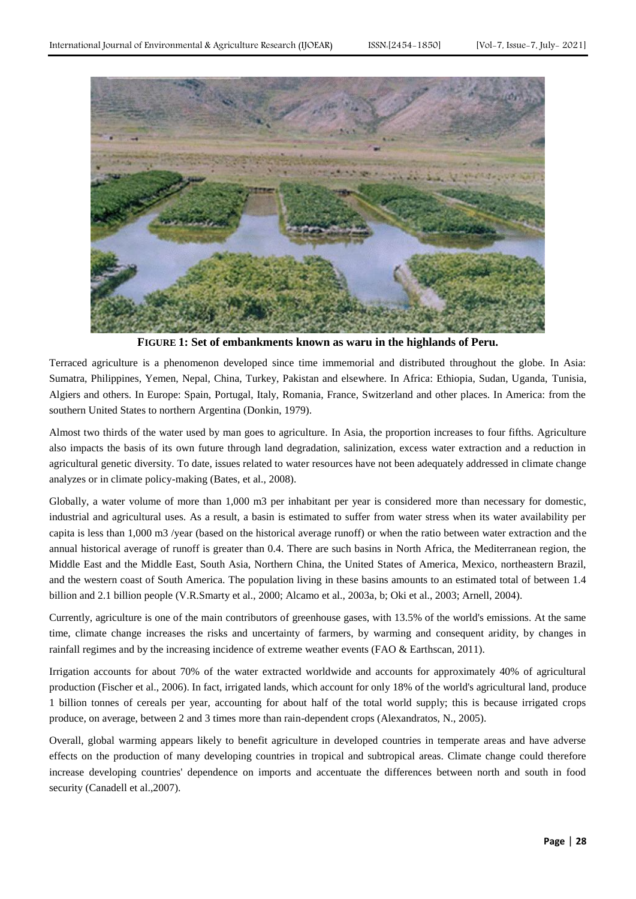**FIGURE 1: Set of embankments known as waru in the highlands of Peru.**

Terraced agriculture is a phenomenon developed since time immemorial and distributed throughout the globe. In Asia: Sumatra, Philippines, Yemen, Nepal, China, Turkey, Pakistan and elsewhere. In Africa: Ethiopia, Sudan, Uganda, Tunisia, Algiers and others. In Europe: Spain, Portugal, Italy, Romania, France, Switzerland and other places. In America: from the southern United States to northern Argentina (Donkin, 1979).

Almost two thirds of the water used by man goes to agriculture. In Asia, the proportion increases to four fifths. Agriculture also impacts the basis of its own future through land degradation, salinization, excess water extraction and a reduction in agricultural genetic diversity. To date, issues related to water resources have not been adequately addressed in climate change analyzes or in climate policy-making (Bates, et al., 2008).

Globally, a water volume of more than 1,000 m3 per inhabitant per year is considered more than necessary for domestic, industrial and agricultural uses. As a result, a basin is estimated to suffer from water stress when its water availability per capita is less than 1,000 m3 /year (based on the historical average runoff) or when the ratio between water extraction and the annual historical average of runoff is greater than 0.4. There are such basins in North Africa, the Mediterranean region, the Middle East and the Middle East, South Asia, Northern China, the United States of America, Mexico, northeastern Brazil, and the western coast of South America. The population living in these basins amounts to an estimated total of between 1.4 billion and 2.1 billion people (V.R.Smarty et al., 2000; Alcamo et al., 2003a, b; Oki et al., 2003; Arnell, 2004).

Currently, agriculture is one of the main contributors of greenhouse gases, with 13.5% of the world's emissions. At the same time, climate change increases the risks and uncertainty of farmers, by warming and consequent aridity, by changes in rainfall regimes and by the increasing incidence of extreme weather events (FAO & Earthscan, 2011).

Irrigation accounts for about 70% of the water extracted worldwide and accounts for approximately 40% of agricultural production (Fischer et al., 2006). In fact, irrigated lands, which account for only 18% of the world's agricultural land, produce 1 billion tonnes of cereals per year, accounting for about half of the total world supply; this is because irrigated crops produce, on average, between 2 and 3 times more than rain-dependent crops (Alexandratos, N., 2005).

Overall, global warming appears likely to benefit agriculture in developed countries in temperate areas and have adverse effects on the production of many developing countries in tropical and subtropical areas. Climate change could therefore increase developing countries' dependence on imports and accentuate the differences between north and south in food security (Canadell et al.,2007).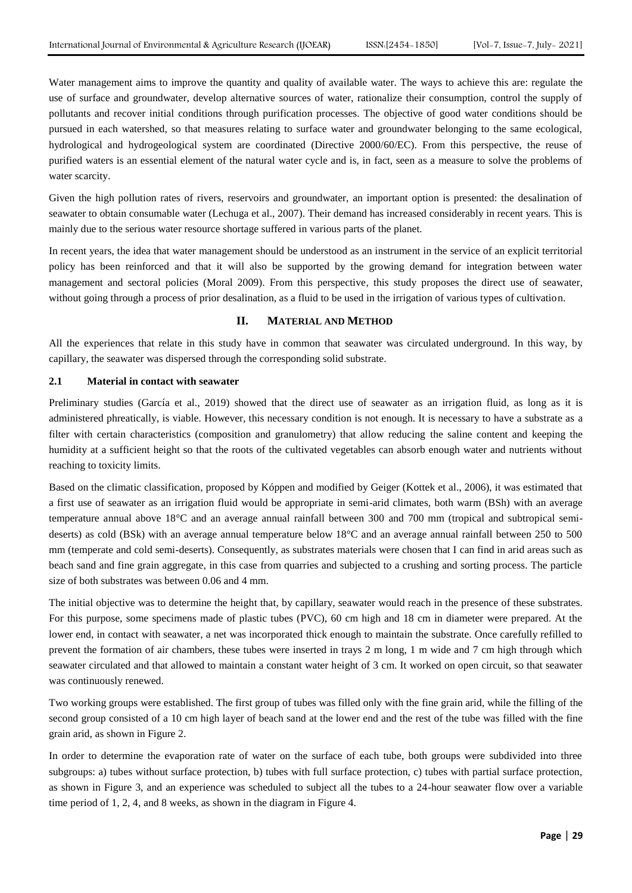Water management aims to improve the quantity and quality of available water. The ways to achieve this are: regulate the use of surface and groundwater, develop alternative sources of water, rationalize their consumption, control the supply of pollutants and recover initial conditions through purification processes. The objective of good water conditions should be pursued in each watershed, so that measures relating to surface water and groundwater belonging to the same ecological, hydrological and hydrogeological system are coordinated (Directive 2000/60/EC). From this perspective, the reuse of purified waters is an essential element of the natural water cycle and is, in fact, seen as a measure to solve the problems of water scarcity.

Given the high pollution rates of rivers, reservoirs and groundwater, an important option is presented: the desalination of seawater to obtain consumable water (Lechuga et al., 2007). Their demand has increased considerably in recent years. This is mainly due to the serious water resource shortage suffered in various parts of the planet.

In recent years, the idea that water management should be understood as an instrument in the service of an explicit territorial policy has been reinforced and that it will also be supported by the growing demand for integration between water management and sectoral policies (Moral 2009). From this perspective, this study proposes the direct use of seawater, without going through a process of prior desalination, as a fluid to be used in the irrigation of various types of cultivation.

## II. MATERIAL AND METHOD

All the experiences that relate in this study have in common that seawater was circulated underground. In this way, by capillary, the seawater was dispersed through the corresponding solid substrate.

### 2.1 Material in contact with seawater

Preliminary studies (García et al., 2019) showed that the direct use of seawater as an irrigation fluid, as long as it is administered phreatically, is viable. However, this necessary condition is not enough. It is necessary to have a substrate as a filter with certain characteristics (composition and granulometry) that allow reducing the saline content and keeping the humidity at a sufficient height so that the roots of the cultivated vegetables can absorb enough water and nutrients without reaching to toxicity limits.

Based on the climatic classification, proposed by Kóppen and modified by Geiger (Kottek et al., 2006), it was estimated that a first use of seawater as an irrigation fluid would be appropriate in semi-arid climates, both warm (BSh) with an average temperature annual above 18°C and an average annual rainfall between 300 and 700 mm (tropical and subtropical semi-deserts) as cold (BSk) with an average annual temperature below 18°C and an average annual rainfall between 250 to 500 mm (temperate and cold semi-deserts). Consequently, as substrates materials were chosen that I can find in arid areas such as beach sand and fine grain aggregate, in this case from quarries and subjected to a crushing and sorting process. The particle size of both substrates was between 0.06 and 4 mm.

The initial objective was to determine the height that, by capillary, seawater would reach in the presence of these substrates. For this purpose, some specimens made of plastic tubes (PVC), 60 cm high and 18 cm in diameter were prepared. At the lower end, in contact with seawater, a net was incorporated thick enough to maintain the substrate. Once carefully refilled to prevent the formation of air chambers, these tubes were inserted in trays 2 m long, 1 m wide and 7 cm high through which seawater circulated and that allowed to maintain a constant water height of 3 cm. It worked on open circuit, so that seawater was continuously renewed.

Two working groups were established. The first group of tubes was filled only with the fine grain arid, while the filling of the second group consisted of a 10 cm high layer of beach sand at the lower end and the rest of the tube was filled with the fine grain arid, as shown in Figure 2.

In order to determine the evaporation rate of water on the surface of each tube, both groups were subdivided into three subgroups: a) tubes without surface protection, b) tubes with full surface protection, c) tubes with partial surface protection, as shown in Figure 3, and an experience was scheduled to subject all the tubes to a 24-hour seawater flow over a variable time period of 1, 2, 4, and 8 weeks, as shown in the diagram in Figure 4.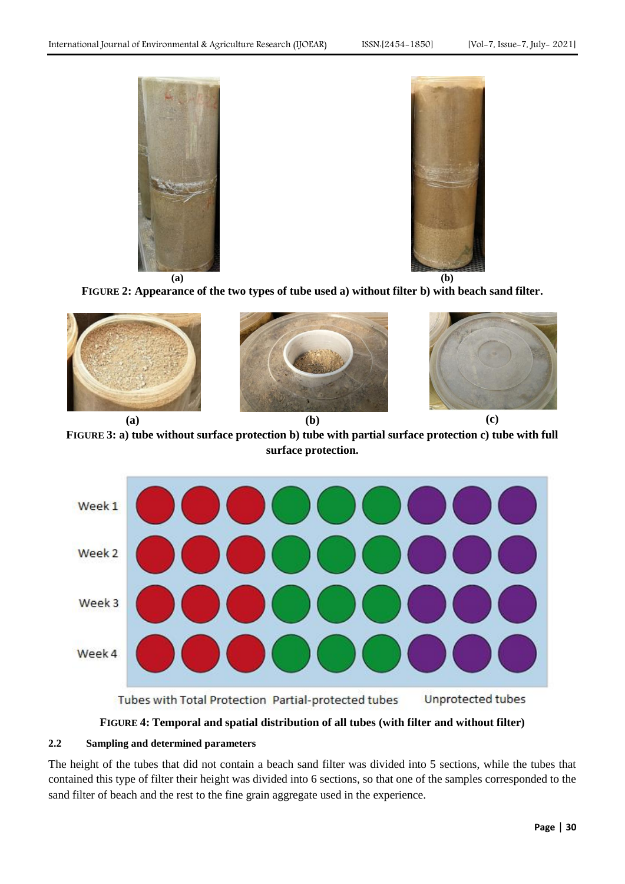(a) (b)

**FIGURE 2: Appearance of the two types of tube used a) without filter b) with beach sand filter.**

(a) (b) (c)

**FIGURE 3: a) tube without surface protection b) tube with partial surface protection c) tube with full surface protection.**

Week 1
Week 2
Week 3
Week 4

Tubes with Total Protection Partial-protected tubes Unprotected tubes

**FIGURE 4: Temporal and spatial distribution of all tubes (with filter and without filter)**

### 2.2 Sampling and determined parameters

The height of the tubes that did not contain a beach sand filter was divided into 5 sections, while the tubes that contained this type of filter their height was divided into 6 sections, so that one of the samples corresponded to the sand filter of beach and the rest to the fine grain aggregate used in the experience.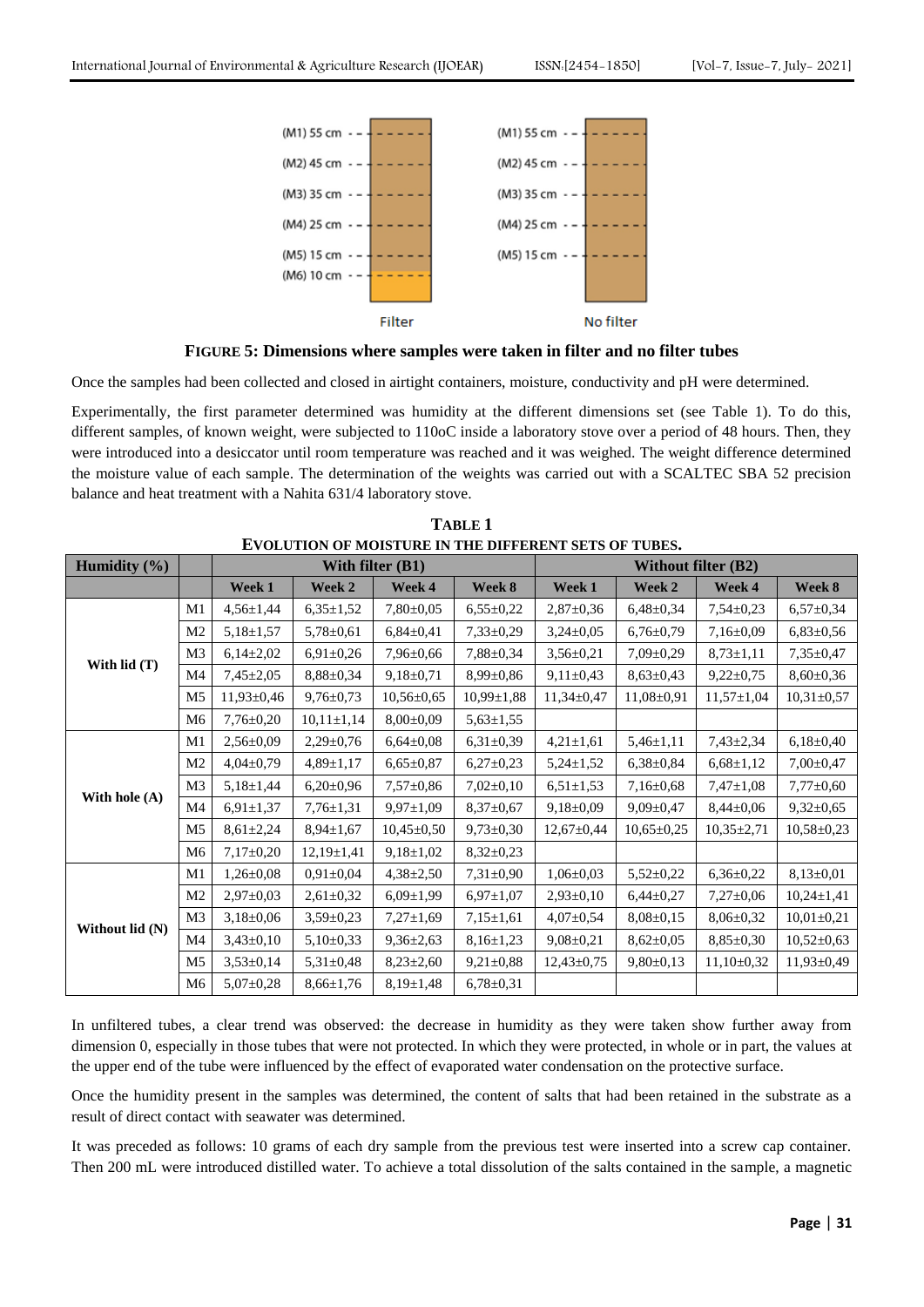FIGURE 5: Dimensions where samples were taken in filter and no filter tubes

Once the samples had been collected and closed in airtight containers, moisture, conductivity and pH were determined.

Experimentally, the first parameter determined was humidity at the different dimensions set (see Table 1). To do this, different samples, of known weight, were subjected to 110oC inside a laboratory stove over a period of 48 hours. Then, they were introduced into a desiccator until room temperature was reached and it was weighed. The weight difference determined the moisture value of each sample. The determination of the weights was carried out with a SCALTEC SBA 52 precision balance and heat treatment with a Nahita 631/4 laboratory stove.

**TABLE 1**
**EVOLUTION OF MOISTURE IN THE DIFFERENT SETS OF TUBES.**

| Humidity (%) | | With filter (B1) | | | | Without filter (B2) | | | |
|---|---|---|---|---|---|---|---|---|---|
| | | Week 1 | Week 2 | Week 4 | Week 8 | Week 1 | Week 2 | Week 4 | Week 8 |
| With lid (T) | M1 | 4,56±1,44 | 6,35±1,52 | 7,80±0,05 | 6,55±0,22 | 2,87±0,36 | 6,48±0,34 | 7,54±0,23 | 6,57±0,34 |
| | M2 | 5,18±1,57 | 5,78±0,61 | 6,84±0,41 | 7,33±0,29 | 3,24±0,05 | 6,76±0,79 | 7,16±0,09 | 6,83±0,56 |
| | M3 | 6,14±2,02 | 6,91±0,26 | 7,96±0,66 | 7,88±0,34 | 3,56±0,21 | 7,09±0,29 | 8,73±1,11 | 7,35±0,47 |
| | M4 | 7,45±2,05 | 8,88±0,34 | 9,18±0,71 | 8,99±0,86 | 9,11±0,43 | 8,63±0,43 | 9,22±0,75 | 8,60±0,36 |
| | M5 | 11,93±0,46 | 9,76±0,73 | 10,56±0,65 | 10,99±1,88 | 11,34±0,47 | 11,08±0,91 | 11,57±1,04 | 10,31±0,57 |
| | M6 | 7,76±0,20 | 10,11±1,14 | 8,00±0,09 | 5,63±1,55 | | | | |
| With hole (A) | M1 | 2,56±0,09 | 2,29±0,76 | 6,64±0,08 | 6,31±0,39 | 4,21±1,61 | 5,46±1,11 | 7,43±2,34 | 6,18±0,40 |
| | M2 | 4,04±0,79 | 4,89±1,17 | 6,65±0,87 | 6,27±0,23 | 5,24±1,52 | 6,38±0,84 | 6,68±1,12 | 7,00±0,47 |
| | M3 | 5,18±1,44 | 6,20±0,96 | 7,57±0,86 | 7,02±0,10 | 6,51±1,53 | 7,16±0,68 | 7,47±1,08 | 7,77±0,60 |
| | M4 | 6,91±1,37 | 7,76±1,31 | 9,97±1,09 | 8,37±0,67 | 9,18±0,09 | 9,09±0,47 | 8,44±0,06 | 9,32±0,65 |
| | M5 | 8,61±2,24 | 8,94±1,67 | 10,45±0,50 | 9,73±0,30 | 12,67±0,44 | 10,65±0,25 | 10,35±2,71 | 10,58±0,23 |
| | M6 | 7,17±0,20 | 12,19±1,41 | 9,18±1,02 | 8,32±0,23 | | | | |
| Without lid (N) | M1 | 1,26±0,08 | 0,91±0,04 | 4,38±2,50 | 7,31±0,90 | 1,06±0,03 | 5,52±0,22 | 6,36±0,22 | 8,13±0,01 |
| | M2 | 2,97±0,03 | 2,61±0,32 | 6,09±1,99 | 6,97±1,07 | 2,93±0,10 | 6,44±0,27 | 7,27±0,06 | 10,24±1,41 |
| | M3 | 3,18±0,06 | 3,59±0,23 | 7,27±1,69 | 7,15±1,61 | 4,07±0,54 | 8,08±0,15 | 8,06±0,32 | 10,01±0,21 |
| | M4 | 3,43±0,10 | 5,10±0,33 | 9,36±2,63 | 8,16±1,23 | 9,08±0,21 | 8,62±0,05 | 8,85±0,30 | 10,52±0,63 |
| | M5 | 3,53±0,14 | 5,31±0,48 | 8,23±2,60 | 9,21±0,88 | 12,43±0,75 | 9,80±0,13 | 11,10±0,32 | 11,93±0,49 |
| | M6 | 5,07±0,28 | 8,66±1,76 | 8,19±1,48 | 6,78±0,31 | | | | |

In unfiltered tubes, a clear trend was observed: the decrease in humidity as they were taken show further away from dimension 0, especially in those tubes that were not protected. In which they were protected, in whole or in part, the values at the upper end of the tube were influenced by the effect of evaporated water condensation on the protective surface.

Once the humidity present in the samples was determined, the content of salts that had been retained in the substrate as a result of direct contact with seawater was determined.

It was preceded as follows: 10 grams of each dry sample from the previous test were inserted into a screw cap container. Then 200 mL were introduced distilled water. To achieve a total dissolution of the salts contained in the sample, a magnetic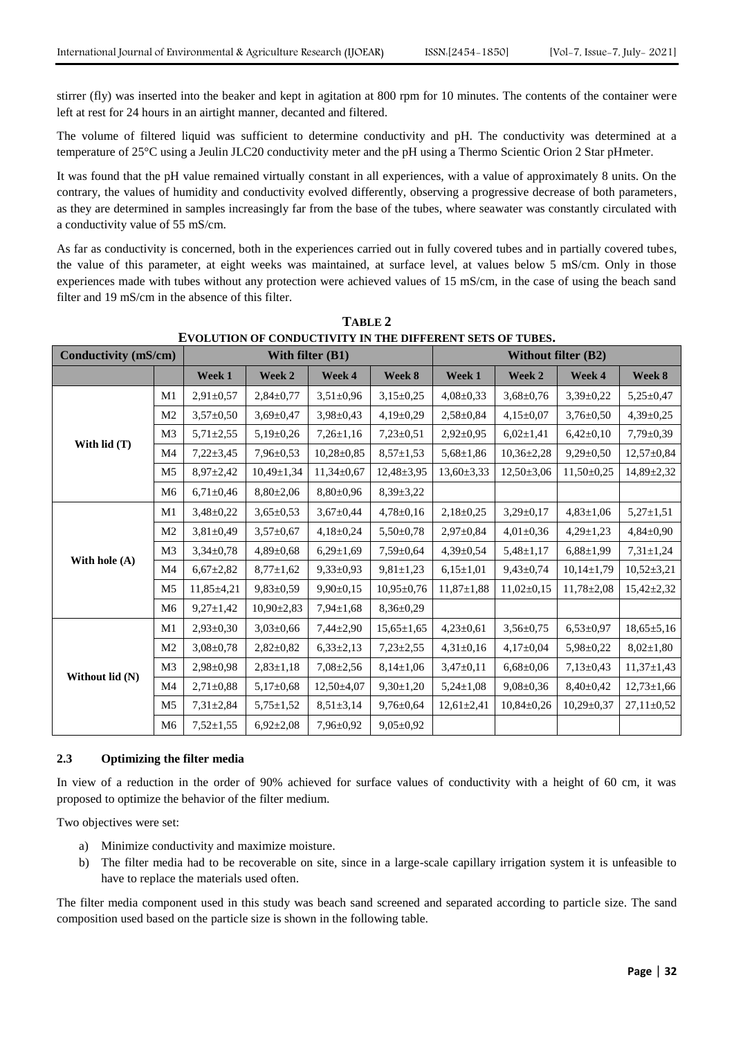stirrer (fly) was inserted into the beaker and kept in agitation at 800 rpm for 10 minutes. The contents of the container were left at rest for 24 hours in an airtight manner, decanted and filtered.

The volume of filtered liquid was sufficient to determine conductivity and pH. The conductivity was determined at a temperature of 25°C using a Jeulin JLC20 conductivity meter and the pH using a Thermo Scientic Orion 2 Star pHmeter.

It was found that the pH value remained virtually constant in all experiences, with a value of approximately 8 units. On the contrary, the values of humidity and conductivity evolved differently, observing a progressive decrease of both parameters, as they are determined in samples increasingly far from the base of the tubes, where seawater was constantly circulated with a conductivity value of 55 mS/cm.

As far as conductivity is concerned, both in the experiences carried out in fully covered tubes and in partially covered tubes, the value of this parameter, at eight weeks was maintained, at surface level, at values below 5 mS/cm. Only in those experiences made with tubes without any protection were achieved values of 15 mS/cm, in the case of using the beach sand filter and 19 mS/cm in the absence of this filter.

**TABLE 2**
**EVOLUTION OF CONDUCTIVITY IN THE DIFFERENT SETS OF TUBES.**

| Conductivity (mS/cm) | | With filter (B1) | | | | Without filter (B2) | | | |
|---|---|---|---|---|---|---|---|---|---|
| | | Week 1 | Week 2 | Week 4 | Week 8 | Week 1 | Week 2 | Week 4 | Week 8 |
| With lid (T) | M1 | 2,91±0,57 | 2,84±0,77 | 3,51±0,96 | 3,15±0,25 | 4,08±0,33 | 3,68±0,76 | 3,39±0,22 | 5,25±0,47 |
| | M2 | 3,57±0,50 | 3,69±0,47 | 3,98±0,43 | 4,19±0,29 | 2,58±0,84 | 4,15±0,07 | 3,76±0,50 | 4,39±0,25 |
| | M3 | 5,71±2,55 | 5,19±0,26 | 7,26±1,16 | 7,23±0,51 | 2,92±0,95 | 6,02±1,41 | 6,42±0,10 | 7,79±0,39 |
| | M4 | 7,22±3,45 | 7,96±0,53 | 10,28±0,85 | 8,57±1,53 | 5,68±1,86 | 10,36±2,28 | 9,29±0,50 | 12,57±0,84 |
| | M5 | 8,97±2,42 | 10,49±1,34 | 11,34±0,67 | 12,48±3,95 | 13,60±3,33 | 12,50±3,06 | 11,50±0,25 | 14,89±2,32 |
| | M6 | 6,71±0,46 | 8,80±2,06 | 8,80±0,96 | 8,39±3,22 | | | | |
| With hole (A) | M1 | 3,48±0,22 | 3,65±0,53 | 3,67±0,44 | 4,78±0,16 | 2,18±0,25 | 3,29±0,17 | 4,83±1,06 | 5,27±1,51 |
| | M2 | 3,81±0,49 | 3,57±0,67 | 4,18±0,24 | 5,50±0,78 | 2,97±0,84 | 4,01±0,36 | 4,29±1,23 | 4,84±0,90 |
| | M3 | 3,34±0,78 | 4,89±0,68 | 6,29±1,69 | 7,59±0,64 | 4,39±0,54 | 5,48±1,17 | 6,88±1,99 | 7,31±1,24 |
| | M4 | 6,67±2,82 | 8,77±1,62 | 9,33±0,93 | 9,81±1,23 | 6,15±1,01 | 9,43±0,74 | 10,14±1,79 | 10,52±3,21 |
| | M5 | 11,85±4,21 | 9,83±0,59 | 9,90±0,15 | 10,95±0,76 | 11,87±1,88 | 11,02±0,15 | 11,78±2,08 | 15,42±2,32 |
| | M6 | 9,27±1,42 | 10,90±2,83 | 7,94±1,68 | 8,36±0,29 | | | | |
| Without lid (N) | M1 | 2,93±0,30 | 3,03±0,66 | 7,44±2,90 | 15,65±1,65 | 4,23±0,61 | 3,56±0,75 | 6,53±0,97 | 18,65±5,16 |
| | M2 | 3,08±0,78 | 2,82±0,82 | 6,33±2,13 | 7,23±2,55 | 4,31±0,16 | 4,17±0,04 | 5,98±0,22 | 8,02±1,80 |
| | M3 | 2,98±0,98 | 2,83±1,18 | 7,08±2,56 | 8,14±1,06 | 3,47±0,11 | 6,68±0,06 | 7,13±0,43 | 11,37±1,43 |
| | M4 | 2,71±0,88 | 5,17±0,68 | 12,50±4,07 | 9,30±1,20 | 5,24±1,08 | 9,08±0,36 | 8,40±0,42 | 12,73±1,66 |
| | M5 | 7,31±2,84 | 5,75±1,52 | 8,51±3,14 | 9,76±0,64 | 12,61±2,41 | 10,84±0,26 | 10,29±0,37 | 27,11±0,52 |
| | M6 | 7,52±1,55 | 6,92±2,08 | 7,96±0,92 | 9,05±0,92 | | | | |

### 2.3 Optimizing the filter media

In view of a reduction in the order of 90% achieved for surface values of conductivity with a height of 60 cm, it was proposed to optimize the behavior of the filter medium.

Two objectives were set:

a) Minimize conductivity and maximize moisture.
b) The filter media had to be recoverable on site, since in a large-scale capillary irrigation system it is unfeasible to have to replace the materials used often.

The filter media component used in this study was beach sand screened and separated according to particle size. The sand composition used based on the particle size is shown in the following table.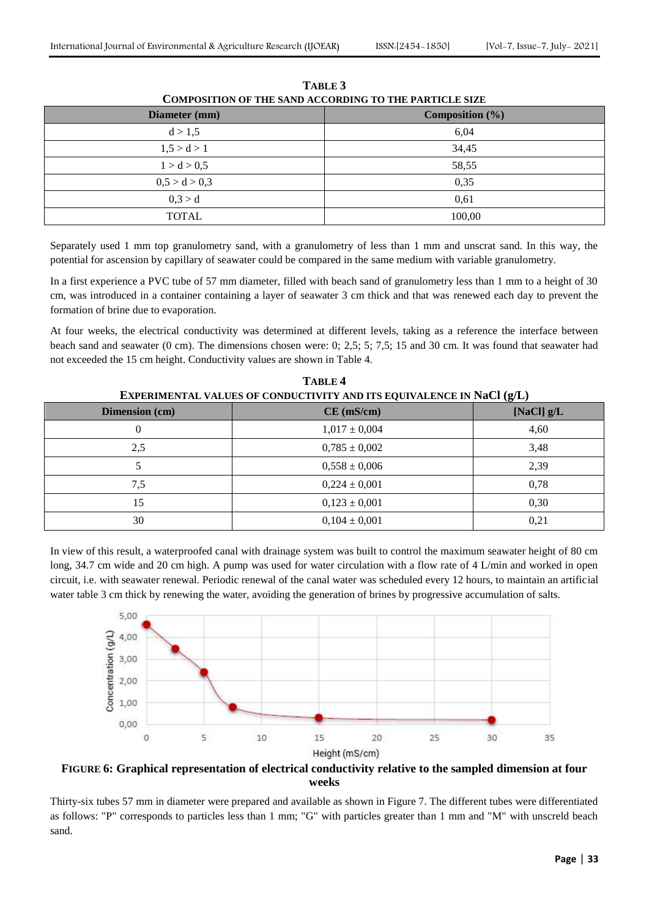**TABLE 3**
**COMPOSITION OF THE SAND ACCORDING TO THE PARTICLE SIZE**

| Diameter (mm) | Composition (%) |
|---|---|
| d > 1,5 | 6,04 |
| 1,5 > d > 1 | 34,45 |
| 1 > d > 0,5 | 58,55 |
| 0,5 > d > 0,3 | 0,35 |
| 0,3 > d | 0,61 |
| TOTAL | 100,00 |

Separately used 1 mm top granulometry sand, with a granulometry of less than 1 mm and unscrat sand. In this way, the potential for ascension by capillary of seawater could be compared in the same medium with variable granulometry.

In a first experience a PVC tube of 57 mm diameter, filled with beach sand of granulometry less than 1 mm to a height of 30 cm, was introduced in a container containing a layer of seawater 3 cm thick and that was renewed each day to prevent the formation of brine due to evaporation.

At four weeks, the electrical conductivity was determined at different levels, taking as a reference the interface between beach sand and seawater (0 cm). The dimensions chosen were: 0; 2,5; 5; 7,5; 15 and 30 cm. It was found that seawater had not exceeded the 15 cm height. Conductivity values are shown in Table 4.

**TABLE 4**
**EXPERIMENTAL VALUES OF CONDUCTIVITY AND ITS EQUIVALENCE IN NaCl (g/L)**

| Dimension (cm) | CE (mS/cm) | [NaCl] g/L |
|---|---|---|
| 0 | 1,017 ± 0,004 | 4,60 |
| 2,5 | 0,785 ± 0,002 | 3,48 |
| 5 | 0,558 ± 0,006 | 2,39 |
| 7,5 | 0,224 ± 0,001 | 0,78 |
| 15 | 0,123 ± 0,001 | 0,30 |
| 30 | 0,104 ± 0,001 | 0,21 |

In view of this result, a waterproofed canal with drainage system was built to control the maximum seawater height of 80 cm long, 34.7 cm wide and 20 cm high. A pump was used for water circulation with a flow rate of 4 L/min and worked in open circuit, i.e. with seawater renewal. Periodic renewal of the canal water was scheduled every 12 hours, to maintain an artificial water table 3 cm thick by renewing the water, avoiding the generation of brines by progressive accumulation of salts.

**FIGURE 6: Graphical representation of electrical conductivity relative to the sampled dimension at four weeks**

Thirty-six tubes 57 mm in diameter were prepared and available as shown in Figure 7. The different tubes were differentiated as follows: "P" corresponds to particles less than 1 mm; "G" with particles greater than 1 mm and "M" with unscreld beach sand.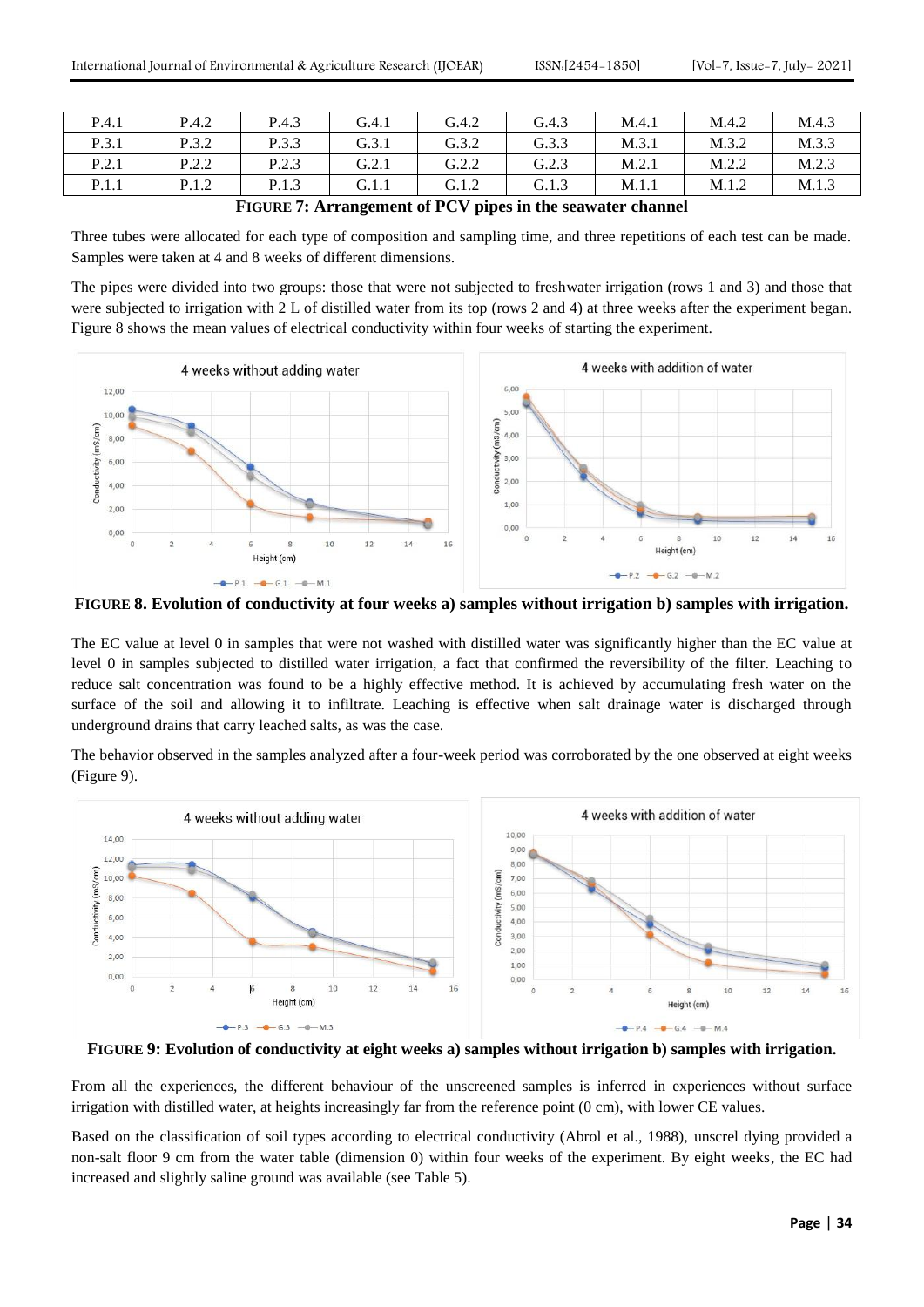| P.4.1 | P.4.2 | P.4.3 | G.4.1 | G.4.2 | G.4.3 | M.4.1 | M.4.2 | M.4.3 |
|---|---|---|---|---|---|---|---|---|
| P.3.1 | P.3.2 | P.3.3 | G.3.1 | G.3.2 | G.3.3 | M.3.1 | M.3.2 | M.3.3 |
| P.2.1 | P.2.2 | P.2.3 | G.2.1 | G.2.2 | G.2.3 | M.2.1 | M.2.2 | M.2.3 |
| P.1.1 | P.1.2 | P.1.3 | G.1.1 | G.1.2 | G.1.3 | M.1.1 | M.1.2 | M.1.3 |

**FIGURE 7: Arrangement of PCV pipes in the seawater channel**

Three tubes were allocated for each type of composition and sampling time, and three repetitions of each test can be made. Samples were taken at 4 and 8 weeks of different dimensions.

The pipes were divided into two groups: those that were not subjected to freshwater irrigation (rows 1 and 3) and those that were subjected to irrigation with 2 L of distilled water from its top (rows 2 and 4) at three weeks after the experiment began. Figure 8 shows the mean values of electrical conductivity within four weeks of starting the experiment.

**FIGURE 8. Evolution of conductivity at four weeks a) samples without irrigation b) samples with irrigation.**

The EC value at level 0 in samples that were not washed with distilled water was significantly higher than the EC value at level 0 in samples subjected to distilled water irrigation, a fact that confirmed the reversibility of the filter. Leaching to reduce salt concentration was found to be a highly effective method. It is achieved by accumulating fresh water on the surface of the soil and allowing it to infiltrate. Leaching is effective when salt drainage water is discharged through underground drains that carry leached salts, as was the case.

The behavior observed in the samples analyzed after a four-week period was corroborated by the one observed at eight weeks (Figure 9).

**FIGURE 9: Evolution of conductivity at eight weeks a) samples without irrigation b) samples with irrigation.**

From all the experiences, the different behaviour of the unscreened samples is inferred in experiences without surface irrigation with distilled water, at heights increasingly far from the reference point (0 cm), with lower CE values.

Based on the classification of soil types according to electrical conductivity (Abrol et al., 1988), unscrel dying provided a non-salt floor 9 cm from the water table (dimension 0) within four weeks of the experiment. By eight weeks, the EC had increased and slightly saline ground was available (see Table 5).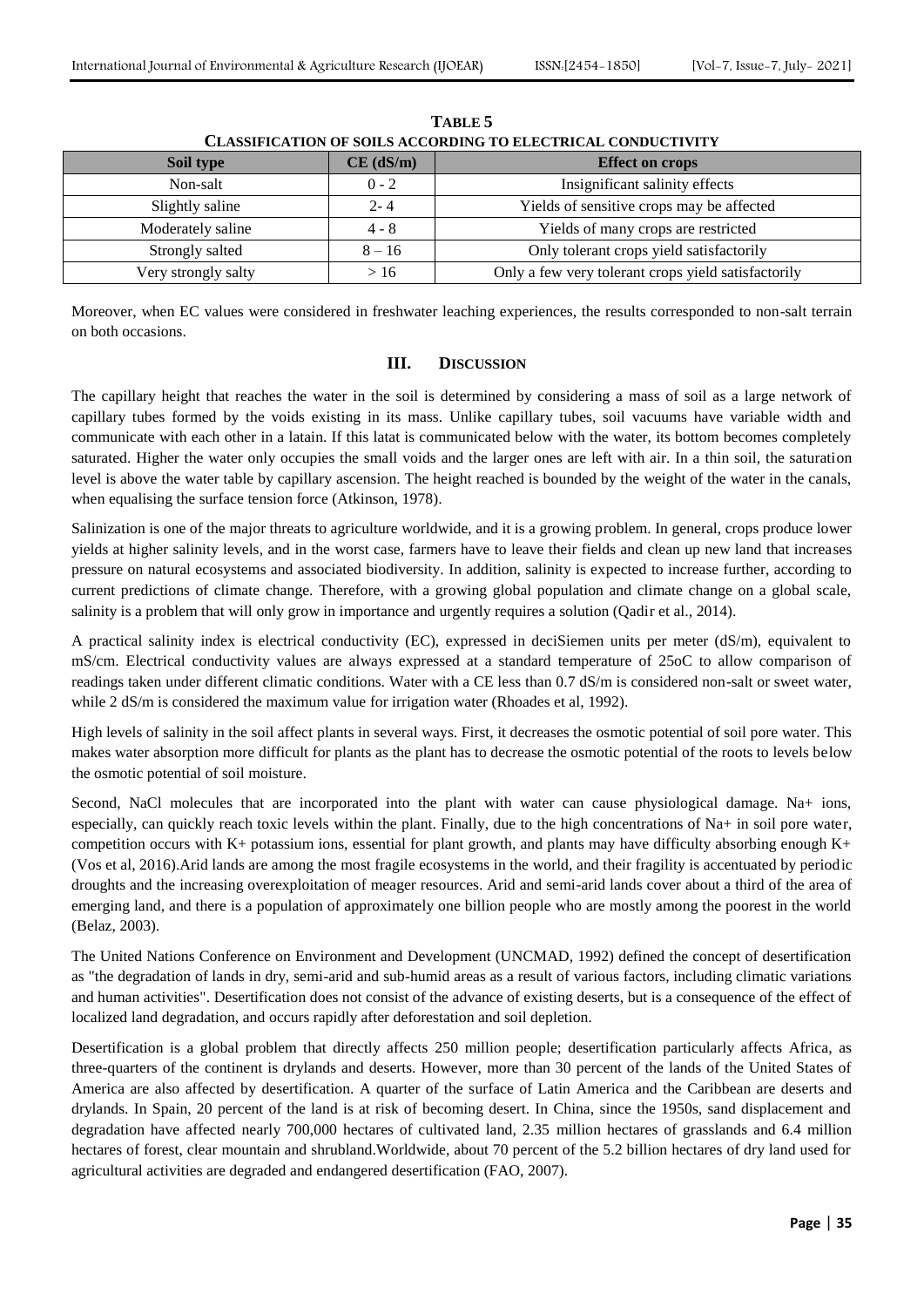**TABLE 5**
**CLASSIFICATION OF SOILS ACCORDING TO ELECTRICAL CONDUCTIVITY**

| Soil type | CE (dS/m) | Effect on crops |
|---|---|---|
| Non-salt | 0 - 2 | Insignificant salinity effects |
| Slightly saline | 2- 4 | Yields of sensitive crops may be affected |
| Moderately saline | 4 - 8 | Yields of many crops are restricted |
| Strongly salted | 8 – 16 | Only tolerant crops yield satisfactorily |
| Very strongly salty | > 16 | Only a few very tolerant crops yield satisfactorily |

Moreover, when EC values were considered in freshwater leaching experiences, the results corresponded to non-salt terrain on both occasions.

## III. DISCUSSION

The capillary height that reaches the water in the soil is determined by considering a mass of soil as a large network of capillary tubes formed by the voids existing in its mass. Unlike capillary tubes, soil vacuums have variable width and communicate with each other in a latain. If this latat is communicated below with the water, its bottom becomes completely saturated. Higher the water only occupies the small voids and the larger ones are left with air. In a thin soil, the saturation level is above the water table by capillary ascension. The height reached is bounded by the weight of the water in the canals, when equalising the surface tension force (Atkinson, 1978).

Salinization is one of the major threats to agriculture worldwide, and it is a growing problem. In general, crops produce lower yields at higher salinity levels, and in the worst case, farmers have to leave their fields and clean up new land that increases pressure on natural ecosystems and associated biodiversity. In addition, salinity is expected to increase further, according to current predictions of climate change. Therefore, with a growing global population and climate change on a global scale, salinity is a problem that will only grow in importance and urgently requires a solution (Qadir et al., 2014).

A practical salinity index is electrical conductivity (EC), expressed in deciSiemen units per meter (dS/m), equivalent to mS/cm. Electrical conductivity values are always expressed at a standard temperature of 25oC to allow comparison of readings taken under different climatic conditions. Water with a CE less than 0.7 dS/m is considered non-salt or sweet water, while 2 dS/m is considered the maximum value for irrigation water (Rhoades et al, 1992).

High levels of salinity in the soil affect plants in several ways. First, it decreases the osmotic potential of soil pore water. This makes water absorption more difficult for plants as the plant has to decrease the osmotic potential of the roots to levels below the osmotic potential of soil moisture.

Second, NaCl molecules that are incorporated into the plant with water can cause physiological damage. $Na^+$ ions, especially, can quickly reach toxic levels within the plant. Finally, due to the high concentrations of $Na^+$ in soil pore water, competition occurs with $K^+$ potassium ions, essential for plant growth, and plants may have difficulty absorbing enough $K^+$ (Vos et al, 2016).Arid lands are among the most fragile ecosystems in the world, and their fragility is accentuated by periodic droughts and the increasing overexploitation of meager resources. Arid and semi-arid lands cover about a third of the area of emerging land, and there is a population of approximately one billion people who are mostly among the poorest in the world (Belaz, 2003).

The United Nations Conference on Environment and Development (UNCMAD, 1992) defined the concept of desertification as "the degradation of lands in dry, semi-arid and sub-humid areas as a result of various factors, including climatic variations and human activities". Desertification does not consist of the advance of existing deserts, but is a consequence of the effect of localized land degradation, and occurs rapidly after deforestation and soil depletion.

Desertification is a global problem that directly affects 250 million people; desertification particularly affects Africa, as three-quarters of the continent is drylands and deserts. However, more than 30 percent of the lands of the United States of America are also affected by desertification. A quarter of the surface of Latin America and the Caribbean are deserts and drylands. In Spain, 20 percent of the land is at risk of becoming desert. In China, since the 1950s, sand displacement and degradation have affected nearly 700,000 hectares of cultivated land, 2.35 million hectares of grasslands and 6.4 million hectares of forest, clear mountain and shrubland.Worldwide, about 70 percent of the 5.2 billion hectares of dry land used for agricultural activities are degraded and endangered desertification (FAO, 2007).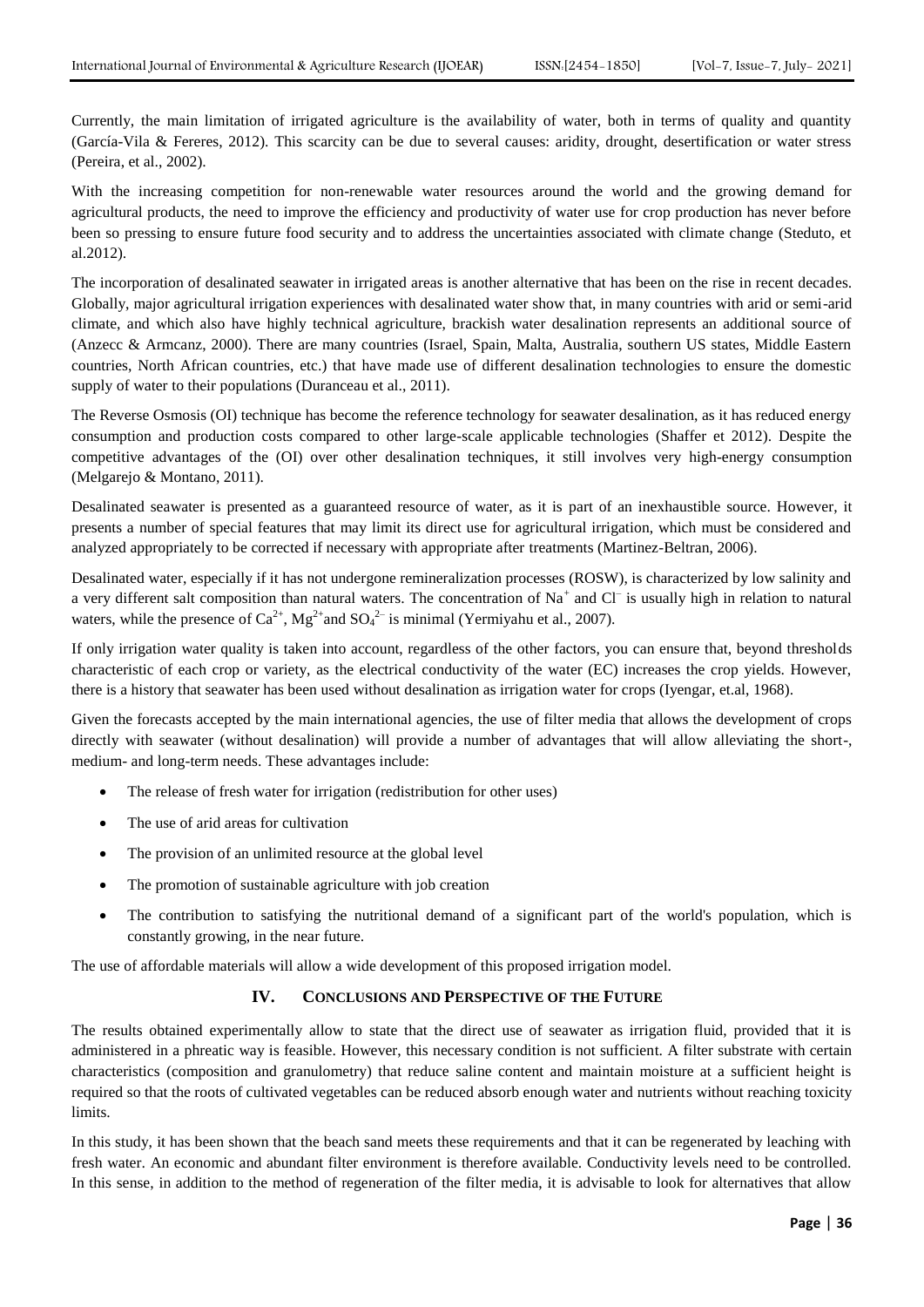Currently, the main limitation of irrigated agriculture is the availability of water, both in terms of quality and quantity (García-Vila & Fereres, 2012). This scarcity can be due to several causes: aridity, drought, desertification or water stress (Pereira, et al., 2002).

With the increasing competition for non-renewable water resources around the world and the growing demand for agricultural products, the need to improve the efficiency and productivity of water use for crop production has never before been so pressing to ensure future food security and to address the uncertainties associated with climate change (Steduto, et al.2012).

The incorporation of desalinated seawater in irrigated areas is another alternative that has been on the rise in recent decades. Globally, major agricultural irrigation experiences with desalinated water show that, in many countries with arid or semi-arid climate, and which also have highly technical agriculture, brackish water desalination represents an additional source of (Anzecc & Armcanz, 2000). There are many countries (Israel, Spain, Malta, Australia, southern US states, Middle Eastern countries, North African countries, etc.) that have made use of different desalination technologies to ensure the domestic supply of water to their populations (Duranceau et al., 2011).

The Reverse Osmosis (OI) technique has become the reference technology for seawater desalination, as it has reduced energy consumption and production costs compared to other large-scale applicable technologies (Shaffer et 2012). Despite the competitive advantages of the (OI) over other desalination techniques, it still involves very high-energy consumption (Melgarejo & Montano, 2011).

Desalinated seawater is presented as a guaranteed resource of water, as it is part of an inexhaustible source. However, it presents a number of special features that may limit its direct use for agricultural irrigation, which must be considered and analyzed appropriately to be corrected if necessary with appropriate after treatments (Martinez-Beltran, 2006).

Desalinated water, especially if it has not undergone remineralization processes (ROSW), is characterized by low salinity and a very different salt composition than natural waters. The concentration of $Na^+$ and $Cl^-$ is usually high in relation to natural waters, while the presence of $Ca^{2+}$, $Mg^{2+}$and $SO_4^{2-}$ is minimal (Yermiyahu et al., 2007).

If only irrigation water quality is taken into account, regardless of the other factors, you can ensure that, beyond thresholds characteristic of each crop or variety, as the electrical conductivity of the water (EC) increases the crop yields. However, there is a history that seawater has been used without desalination as irrigation water for crops (Iyengar, et.al, 1968).

Given the forecasts accepted by the main international agencies, the use of filter media that allows the development of crops directly with seawater (without desalination) will provide a number of advantages that will allow alleviating the short-, medium- and long-term needs. These advantages include:

- The release of fresh water for irrigation (redistribution for other uses)
- The use of arid areas for cultivation
- The provision of an unlimited resource at the global level
- The promotion of sustainable agriculture with job creation
- The contribution to satisfying the nutritional demand of a significant part of the world's population, which is constantly growing, in the near future.

The use of affordable materials will allow a wide development of this proposed irrigation model.

## IV. CONCLUSIONS AND PERSPECTIVE OF THE FUTURE

The results obtained experimentally allow to state that the direct use of seawater as irrigation fluid, provided that it is administered in a phreatic way is feasible. However, this necessary condition is not sufficient. A filter substrate with certain characteristics (composition and granulometry) that reduce saline content and maintain moisture at a sufficient height is required so that the roots of cultivated vegetables can be reduced absorb enough water and nutrients without reaching toxicity limits.

In this study, it has been shown that the beach sand meets these requirements and that it can be regenerated by leaching with fresh water. An economic and abundant filter environment is therefore available. Conductivity levels need to be controlled. In this sense, in addition to the method of regeneration of the filter media, it is advisable to look for alternatives that allow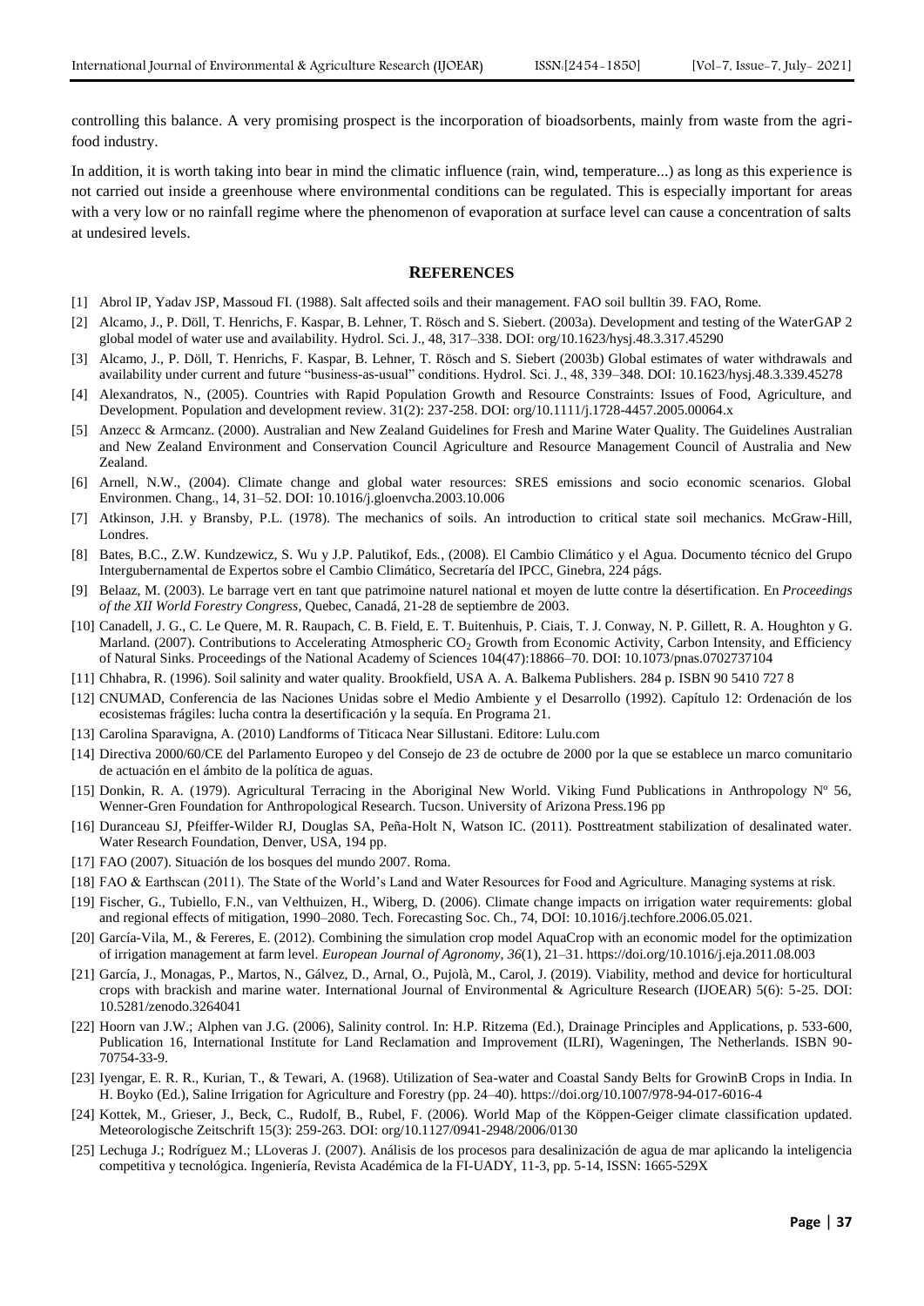controlling this balance. A very promising prospect is the incorporation of bioadsorbents, mainly from waste from the agri-food industry.

In addition, it is worth taking into bear in mind the climatic influence (rain, wind, temperature...) as long as this experience is not carried out inside a greenhouse where environmental conditions can be regulated. This is especially important for areas with a very low or no rainfall regime where the phenomenon of evaporation at surface level can cause a concentration of salts at undesired levels.

## REFERENCES

[1] Abrol IP, Yadav JSP, Massoud FI. (1988). Salt affected soils and their management. FAO soil bulltin 39. FAO, Rome.

[2] Alcamo, J., P. Döll, T. Henrichs, F. Kaspar, B. Lehner, T. Rösch and S. Siebert. (2003a). Development and testing of the WaterGAP 2 global model of water use and availability. Hydrol. Sci. J., 48, 317–338. DOI: org/10.1623/hysj.48.3.317.45290

[3] Alcamo, J., P. Döll, T. Henrichs, F. Kaspar, B. Lehner, T. Rösch and S. Siebert (2003b) Global estimates of water withdrawals and availability under current and future "business-as-usual" conditions. Hydrol. Sci. J., 48, 339–348. DOI: 10.1623/hysj.48.3.339.45278

[4] Alexandratos, N., (2005). Countries with Rapid Population Growth and Resource Constraints: Issues of Food, Agriculture, and Development. Population and development review. 31(2): 237-258. DOI: org/10.1111/j.1728-4457.2005.00064.x

[5] Anzecc & Armcanz. (2000). Australian and New Zealand Guidelines for Fresh and Marine Water Quality. The Guidelines Australian and New Zealand Environment and Conservation Council Agriculture and Resource Management Council of Australia and New Zealand.

[6] Arnell, N.W., (2004). Climate change and global water resources: SRES emissions and socio economic scenarios. Global Environmen. Chang., 14, 31–52. DOI: 10.1016/j.gloenvcha.2003.10.006

[7] Atkinson, J.H. y Bransby, P.L. (1978). The mechanics of soils. An introduction to critical state soil mechanics. McGraw-Hill, Londres.

[8] Bates, B.C., Z.W. Kundzewicz, S. Wu y J.P. Palutikof, Eds., (2008). El Cambio Climático y el Agua. Documento técnico del Grupo Intergubernamental de Expertos sobre el Cambio Climático, Secretaría del IPCC, Ginebra, 224 págs.

[9] Belaaz, M. (2003). Le barrage vert en tant que patrimoine naturel national et moyen de lutte contre la désertification. En *Proceedings of the XII World Forestry Congress*, Quebec, Canadá, 21-28 de septiembre de 2003.

[10] Canadell, J. G., C. Le Quere, M. R. Raupach, C. B. Field, E. T. Buitenhuis, P. Ciais, T. J. Conway, N. P. Gillett, R. A. Houghton y G. Marland. (2007). Contributions to Accelerating Atmospheric $CO_2$ Growth from Economic Activity, Carbon Intensity, and Efficiency of Natural Sinks. Proceedings of the National Academy of Sciences 104(47):18866–70. DOI: 10.1073/pnas.0702737104

[11] Chhabra, R. (1996). Soil salinity and water quality. Brookfield, USA A. A. Balkema Publishers. 284 p. ISBN 90 5410 727 8

[12] CNUMAD, Conferencia de las Naciones Unidas sobre el Medio Ambiente y el Desarrollo (1992). Capítulo 12: Ordenación de los ecosistemas frágiles: lucha contra la desertificación y la sequía. En Programa 21.

[13] Carolina Sparavigna, A. (2010) Landforms of Titicaca Near Sillustani. Editore: Lulu.com

[14] Directiva 2000/60/CE del Parlamento Europeo y del Consejo de 23 de octubre de 2000 por la que se establece un marco comunitario de actuación en el ámbito de la política de aguas.

[15] Donkin, R. A. (1979). Agricultural Terracing in the Aboriginal New World. Viking Fund Publications in Anthropology Nº 56, Wenner-Gren Foundation for Anthropological Research. Tucson. University of Arizona Press.196 pp

[16] Duranceau SJ, Pfeiffer-Wilder RJ, Douglas SA, Peña-Holt N, Watson IC. (2011). Posttreatment stabilization of desalinated water. Water Research Foundation, Denver, USA, 194 pp.

[17] FAO (2007). Situación de los bosques del mundo 2007. Roma.

[18] FAO & Earthscan (2011). The State of the World's Land and Water Resources for Food and Agriculture. Managing systems at risk.

[19] Fischer, G., Tubiello, F.N., van Velthuizen, H., Wiberg, D. (2006). Climate change impacts on irrigation water requirements: global and regional effects of mitigation, 1990–2080. Tech. Forecasting Soc. Ch., 74, DOI: 10.1016/j.techfore.2006.05.021.

[20] García-Vila, M., & Fereres, E. (2012). Combining the simulation crop model AquaCrop with an economic model for the optimization of irrigation management at farm level. *European Journal of Agronomy*, *36*(1), 21–31. https://doi.org/10.1016/j.eja.2011.08.003

[21] García, J., Monagas, P., Martos, N., Gálvez, D., Arnal, O., Pujolà, M., Carol, J. (2019). Viability, method and device for horticultural crops with brackish and marine water. International Journal of Environmental & Agriculture Research (IJOEAR) 5(6): 5-25. DOI: 10.5281/zenodo.3264041

[22] Hoorn van J.W.; Alphen van J.G. (2006), Salinity control. In: H.P. Ritzema (Ed.), Drainage Principles and Applications, p. 533-600, Publication 16, International Institute for Land Reclamation and Improvement (ILRI), Wageningen, The Netherlands. ISBN 90-70754-33-9.

[23] Iyengar, E. R. R., Kurian, T., & Tewari, A. (1968). Utilization of Sea-water and Coastal Sandy Belts for GrowinB Crops in India. In H. Boyko (Ed.), Saline Irrigation for Agriculture and Forestry (pp. 24–40). https://doi.org/10.1007/978-94-017-6016-4

[24] Kottek, M., Grieser, J., Beck, C., Rudolf, B., Rubel, F. (2006). World Map of the Köppen-Geiger climate classification updated. Meteorologische Zeitschrift 15(3): 259-263. DOI: org/10.1127/0941-2948/2006/0130

[25] Lechuga J.; Rodríguez M.; LLoveras J. (2007). Análisis de los procesos para desalinización de agua de mar aplicando la inteligencia competitiva y tecnológica. Ingeniería, Revista Académica de la FI-UADY, 11-3, pp. 5-14, ISSN: 1665-529X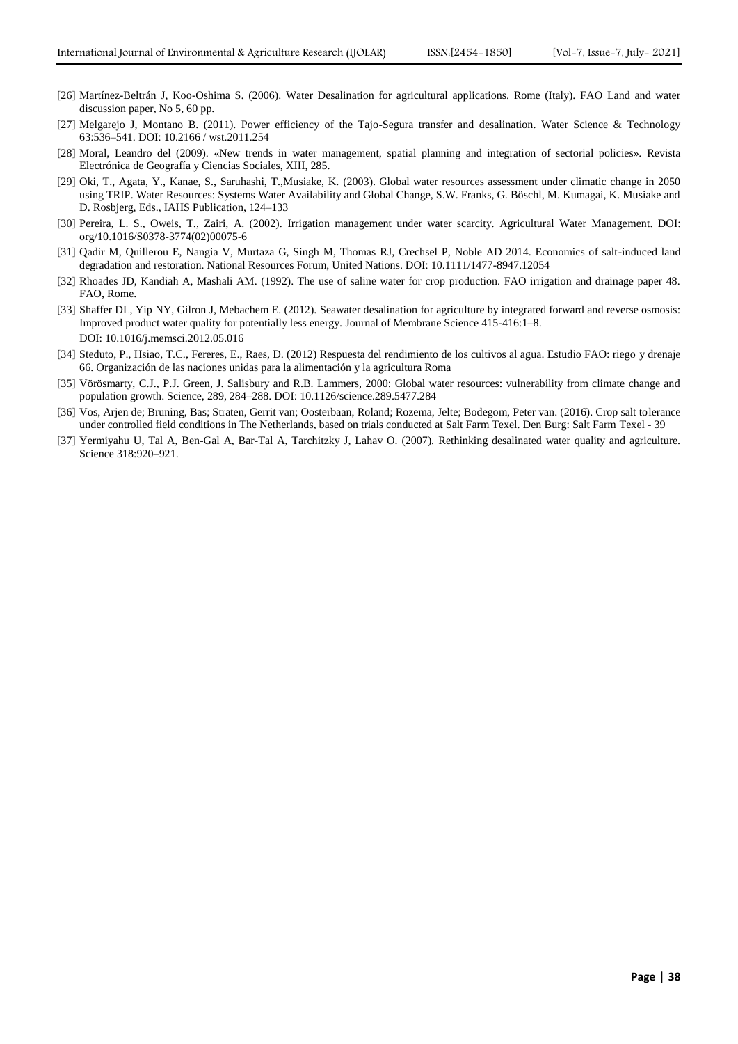[26] Martínez-Beltrán J, Koo-Oshima S. (2006). Water Desalination for agricultural applications. Rome (Italy). FAO Land and water discussion paper, No 5, 60 pp.

[27] Melgarejo J, Montano B. (2011). Power efficiency of the Tajo-Segura transfer and desalination. Water Science & Technology 63:536–541. DOI: 10.2166 / wst.2011.254

[28] Moral, Leandro del (2009). «New trends in water management, spatial planning and integration of sectorial policies». Revista Electrónica de Geografía y Ciencias Sociales, XIII, 285.

[29] Oki, T., Agata, Y., Kanae, S., Saruhashi, T.,Musiake, K. (2003). Global water resources assessment under climatic change in 2050 using TRIP. Water Resources: Systems Water Availability and Global Change, S.W. Franks, G. Böschl, M. Kumagai, K. Musiake and D. Rosbjerg, Eds., IAHS Publication, 124–133

[30] Pereira, L. S., Oweis, T., Zairi, A. (2002). Irrigation management under water scarcity. Agricultural Water Management. DOI: org/10.1016/S0378-3774(02)00075-6

[31] Qadir M, Quillerou E, Nangia V, Murtaza G, Singh M, Thomas RJ, Crechsel P, Noble AD 2014. Economics of salt-induced land degradation and restoration. National Resources Forum, United Nations. DOI: 10.1111/1477-8947.12054

[32] Rhoades JD, Kandiah A, Mashali AM. (1992). The use of saline water for crop production. FAO irrigation and drainage paper 48. FAO, Rome.

[33] Shaffer DL, Yip NY, Gilron J, Mebachem E. (2012). Seawater desalination for agriculture by integrated forward and reverse osmosis: Improved product water quality for potentially less energy. Journal of Membrane Science 415-416:1–8. DOI: 10.1016/j.memsci.2012.05.016

[34] Steduto, P., Hsiao, T.C., Fereres, E., Raes, D. (2012) Respuesta del rendimiento de los cultivos al agua. Estudio FAO: riego y drenaje 66. Organización de las naciones unidas para la alimentación y la agricultura Roma

[35] Vörösmarty, C.J., P.J. Green, J. Salisbury and R.B. Lammers, 2000: Global water resources: vulnerability from climate change and population growth. Science, 289, 284–288. DOI: 10.1126/science.289.5477.284

[36] Vos, Arjen de; Bruning, Bas; Straten, Gerrit van; Oosterbaan, Roland; Rozema, Jelte; Bodegom, Peter van. (2016). Crop salt tolerance under controlled field conditions in The Netherlands, based on trials conducted at Salt Farm Texel. Den Burg: Salt Farm Texel - 39

[37] Yermiyahu U, Tal A, Ben-Gal A, Bar-Tal A, Tarchitzky J, Lahav O. (2007). Rethinking desalinated water quality and agriculture. Science 318:920–921.